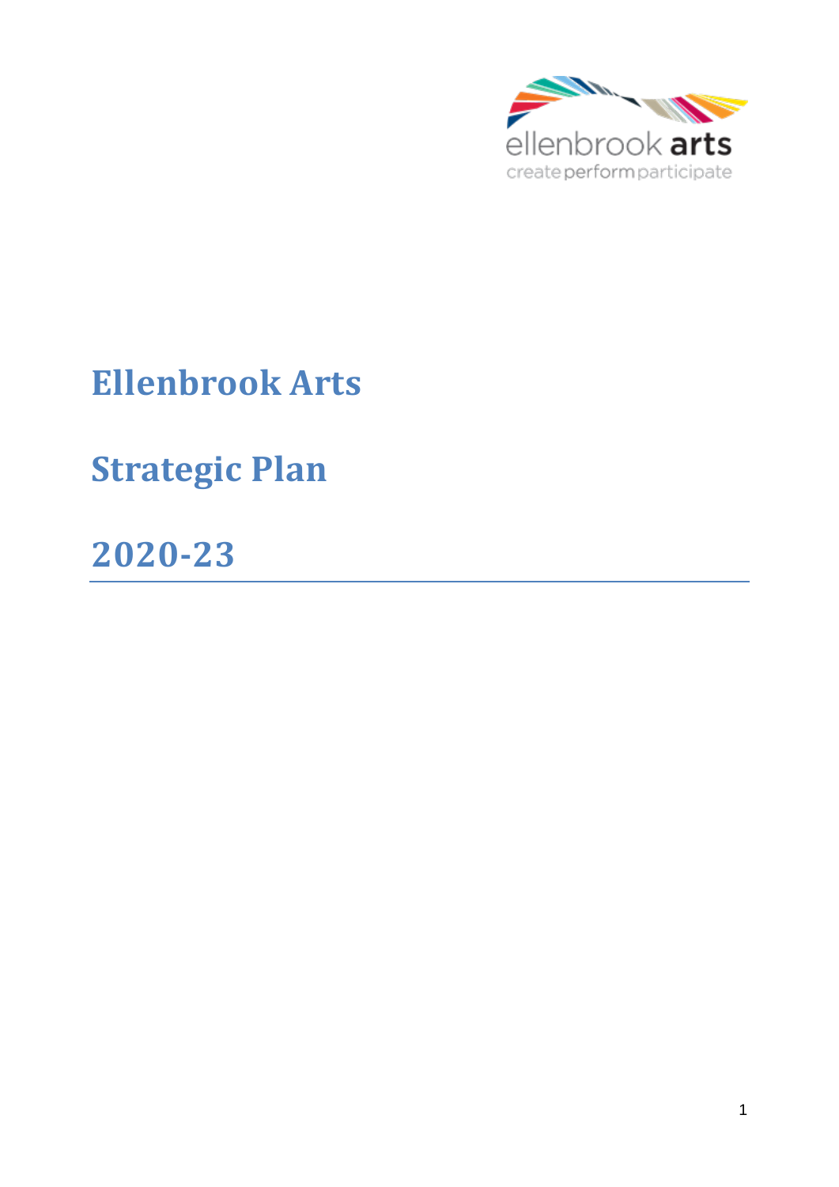ellenbrook arts

create perform participate

# Ellenbrook Arts

# Strategic Plan

# 2020-23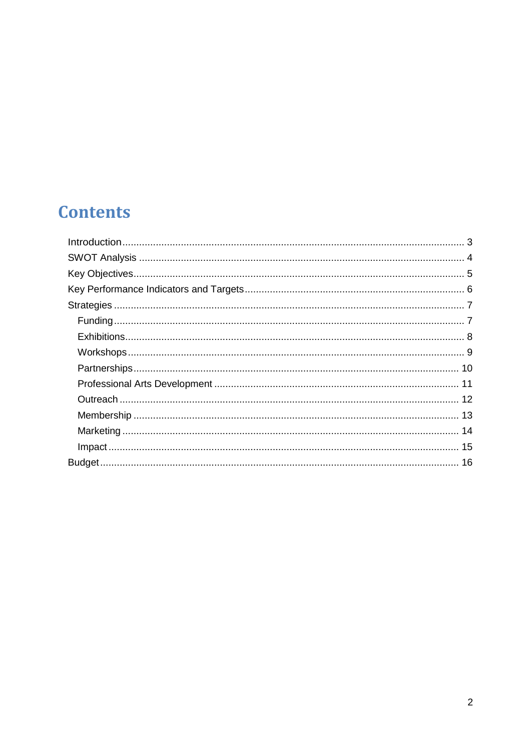# Contents

- Introduction .......... 3
- SWOT Analysis .......... 4
- Key Objectives .......... 5
- Key Performance Indicators and Targets .......... 6
- Strategies .......... 7
  - Funding .......... 7
  - Exhibitions .......... 8
  - Workshops .......... 9
  - Partnerships .......... 10
  - Professional Arts Development .......... 11
  - Outreach .......... 12
  - Membership .......... 13
  - Marketing .......... 14
  - Impact .......... 15
- Budget .......... 16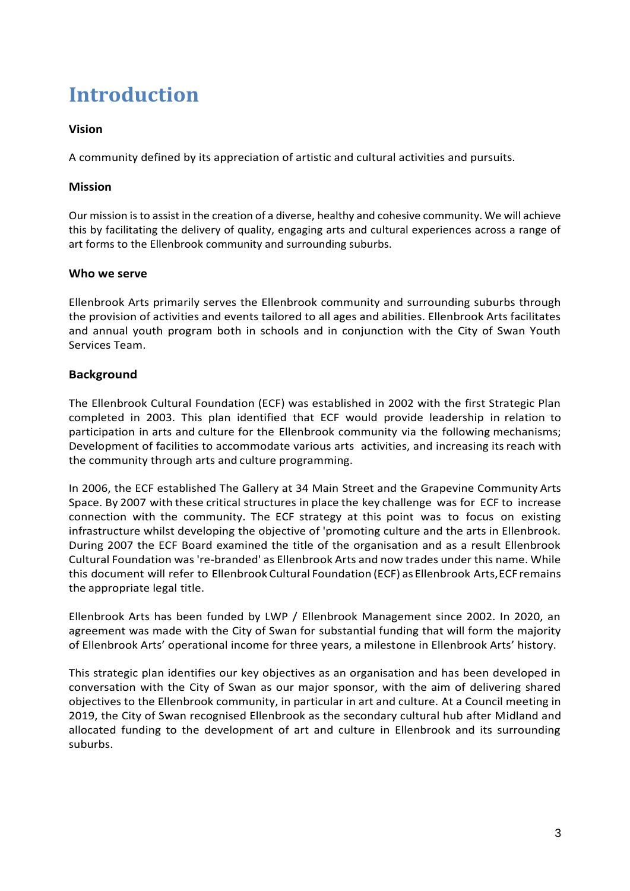# Introduction

### Vision

A community defined by its appreciation of artistic and cultural activities and pursuits.

### Mission

Our mission is to assist in the creation of a diverse, healthy and cohesive community. We will achieve this by facilitating the delivery of quality, engaging arts and cultural experiences across a range of art forms to the Ellenbrook community and surrounding suburbs.

### Who we serve

Ellenbrook Arts primarily serves the Ellenbrook community and surrounding suburbs through the provision of activities and events tailored to all ages and abilities. Ellenbrook Arts facilitates and annual youth program both in schools and in conjunction with the City of Swan Youth Services Team.

### Background

The Ellenbrook Cultural Foundation (ECF) was established in 2002 with the first Strategic Plan completed in 2003. This plan identified that ECF would provide leadership in relation to participation in arts and culture for the Ellenbrook community via the following mechanisms; Development of facilities to accommodate various arts activities, and increasing its reach with the community through arts and culture programming.

In 2006, the ECF established The Gallery at 34 Main Street and the Grapevine Community Arts Space. By 2007 with these critical structures in place the key challenge was for ECF to increase connection with the community. The ECF strategy at this point was to focus on existing infrastructure whilst developing the objective of 'promoting culture and the arts in Ellenbrook. During 2007 the ECF Board examined the title of the organisation and as a result Ellenbrook Cultural Foundation was 're-branded' as Ellenbrook Arts and now trades under this name. While this document will refer to Ellenbrook Cultural Foundation (ECF) as Ellenbrook Arts, ECF remains the appropriate legal title.

Ellenbrook Arts has been funded by LWP / Ellenbrook Management since 2002. In 2020, an agreement was made with the City of Swan for substantial funding that will form the majority of Ellenbrook Arts' operational income for three years, a milestone in Ellenbrook Arts' history.

This strategic plan identifies our key objectives as an organisation and has been developed in conversation with the City of Swan as our major sponsor, with the aim of delivering shared objectives to the Ellenbrook community, in particular in art and culture. At a Council meeting in 2019, the City of Swan recognised Ellenbrook as the secondary cultural hub after Midland and allocated funding to the development of art and culture in Ellenbrook and its surrounding suburbs.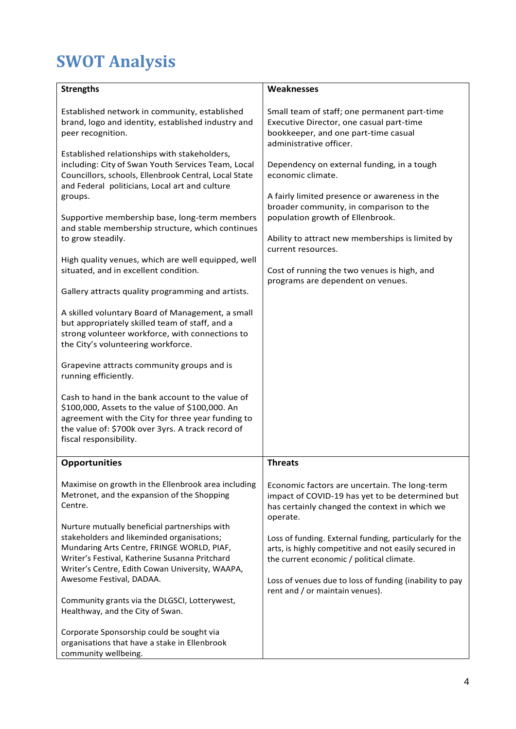# SWOT Analysis

| Strengths | Weaknesses |
|---|---|
| Established network in community, established brand, logo and identity, established industry and peer recognition.<br><br>Established relationships with stakeholders, including: City of Swan Youth Services Team, Local Councillors, schools, Ellenbrook Central, Local State and Federal politicians, Local art and culture groups.<br><br>Supportive membership base, long-term members and stable membership structure, which continues to grow steadily.<br><br>High quality venues, which are well equipped, well situated, and in excellent condition.<br><br>Gallery attracts quality programming and artists.<br><br>A skilled voluntary Board of Management, a small but appropriately skilled team of staff, and a strong volunteer workforce, with connections to the City's volunteering workforce.<br><br>Grapevine attracts community groups and is running efficiently.<br><br>Cash to hand in the bank account to the value of $100,000, Assets to the value of $100,000. An agreement with the City for three year funding to the value of: $700k over 3yrs. A track record of fiscal responsibility. | Small team of staff; one permanent part-time Executive Director, one casual part-time bookkeeper, and one part-time casual administrative officer.<br><br>Dependency on external funding, in a tough economic climate.<br><br>A fairly limited presence or awareness in the broader community, in comparison to the population growth of Ellenbrook.<br><br>Ability to attract new memberships is limited by current resources.<br><br>Cost of running the two venues is high, and programs are dependent on venues. |
| **Opportunities** | **Threats** |
| Maximise on growth in the Ellenbrook area including Metronet, and the expansion of the Shopping Centre.<br><br>Nurture mutually beneficial partnerships with stakeholders and likeminded organisations; Mundaring Arts Centre, FRINGE WORLD, PIAF, Writer's Festival, Katherine Susanna Pritchard Writer's Centre, Edith Cowan University, WAAPA, Awesome Festival, DADAA.<br><br>Community grants via the DLGSCI, Lotterywest, Healthway, and the City of Swan.<br><br>Corporate Sponsorship could be sought via organisations that have a stake in Ellenbrook community wellbeing. | Economic factors are uncertain. The long-term impact of COVID-19 has yet to be determined but has certainly changed the context in which we operate.<br><br>Loss of funding. External funding, particularly for the arts, is highly competitive and not easily secured in the current economic / political climate.<br><br>Loss of venues due to loss of funding (inability to pay rent and / or maintain venues). |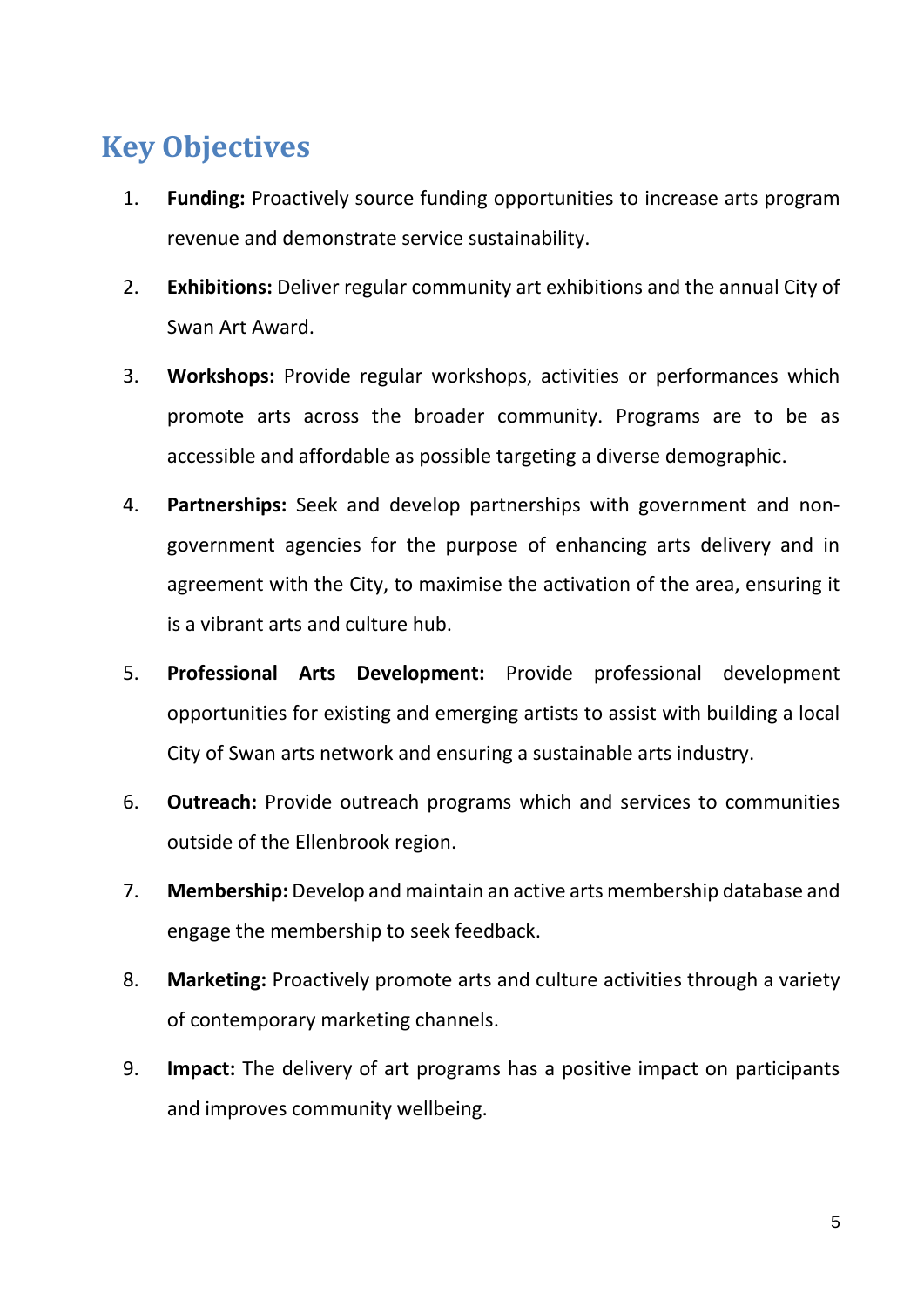## Key Objectives

1. **Funding:** Proactively source funding opportunities to increase arts program revenue and demonstrate service sustainability.

2. **Exhibitions:** Deliver regular community art exhibitions and the annual City of Swan Art Award.

3. **Workshops:** Provide regular workshops, activities or performances which promote arts across the broader community. Programs are to be as accessible and affordable as possible targeting a diverse demographic.

4. **Partnerships:** Seek and develop partnerships with government and non-government agencies for the purpose of enhancing arts delivery and in agreement with the City, to maximise the activation of the area, ensuring it is a vibrant arts and culture hub.

5. **Professional Arts Development:** Provide professional development opportunities for existing and emerging artists to assist with building a local City of Swan arts network and ensuring a sustainable arts industry.

6. **Outreach:** Provide outreach programs which and services to communities outside of the Ellenbrook region.

7. **Membership:** Develop and maintain an active arts membership database and engage the membership to seek feedback.

8. **Marketing:** Proactively promote arts and culture activities through a variety of contemporary marketing channels.

9. **Impact:** The delivery of art programs has a positive impact on participants and improves community wellbeing.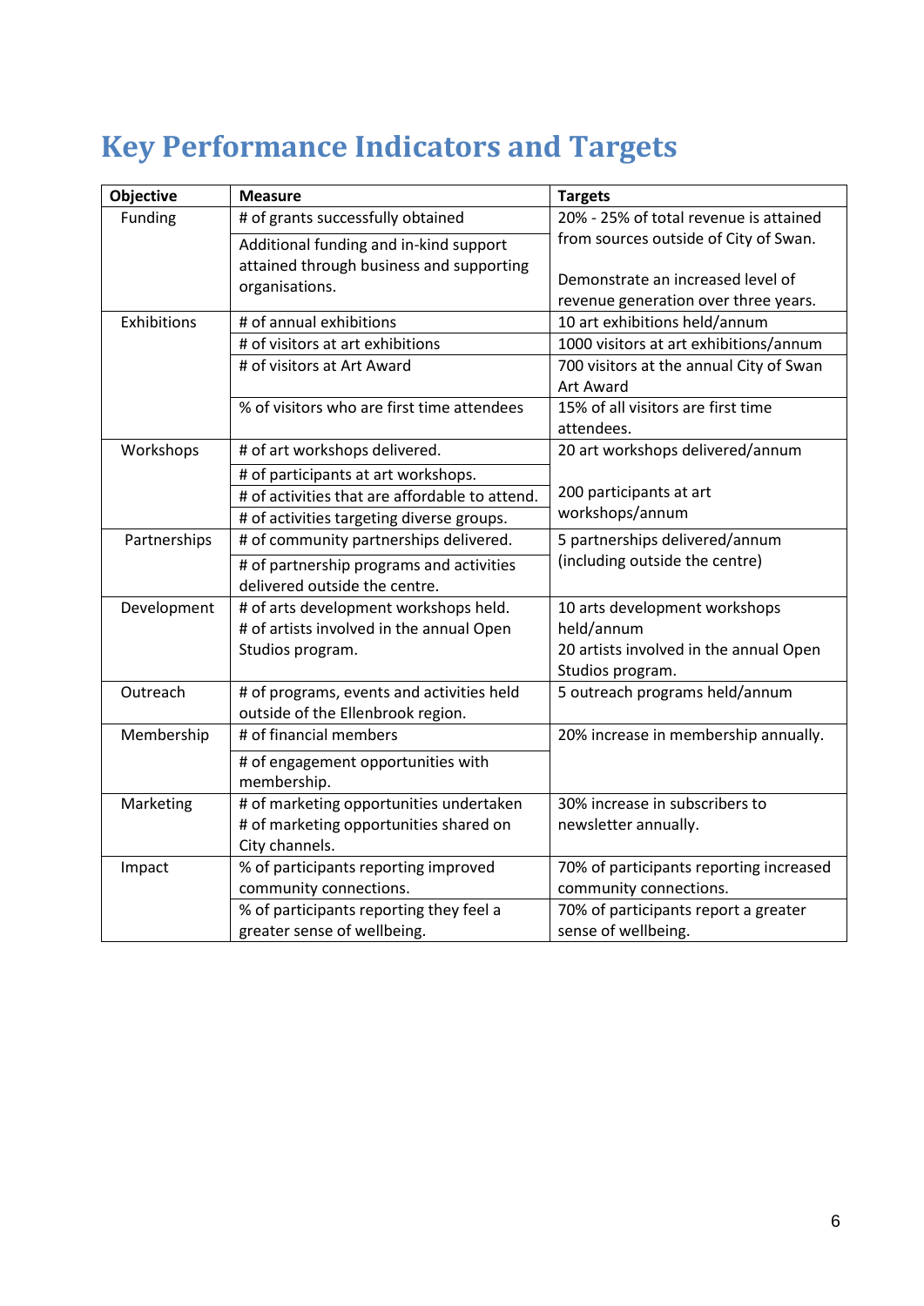# Key Performance Indicators and Targets

| Objective | Measure | Targets |
|---|---|---|
| Funding | # of grants successfully obtained | 20% - 25% of total revenue is attained from sources outside of City of Swan.<br><br>Demonstrate an increased level of revenue generation over three years. |
| | Additional funding and in-kind support attained through business and supporting organisations. | |
| Exhibitions | # of annual exhibitions | 10 art exhibitions held/annum |
| | # of visitors at art exhibitions | 1000 visitors at art exhibitions/annum |
| | # of visitors at Art Award | 700 visitors at the annual City of Swan Art Award |
| | % of visitors who are first time attendees | 15% of all visitors are first time attendees. |
| Workshops | # of art workshops delivered. | 20 art workshops delivered/annum |
| | # of participants at art workshops. | 200 participants at art workshops/annum |
| | # of activities that are affordable to attend. | |
| | # of activities targeting diverse groups. | |
| Partnerships | # of community partnerships delivered. | 5 partnerships delivered/annum (including outside the centre) |
| | # of partnership programs and activities delivered outside the centre. | |
| Development | # of arts development workshops held.<br># of artists involved in the annual Open Studios program. | 10 arts development workshops held/annum<br>20 artists involved in the annual Open Studios program. |
| Outreach | # of programs, events and activities held outside of the Ellenbrook region. | 5 outreach programs held/annum |
| Membership | # of financial members | 20% increase in membership annually. |
| | # of engagement opportunities with membership. | |
| Marketing | # of marketing opportunities undertaken<br># of marketing opportunities shared on City channels. | 30% increase in subscribers to newsletter annually. |
| Impact | % of participants reporting improved community connections. | 70% of participants reporting increased community connections. |
| | % of participants reporting they feel a greater sense of wellbeing. | 70% of participants report a greater sense of wellbeing. |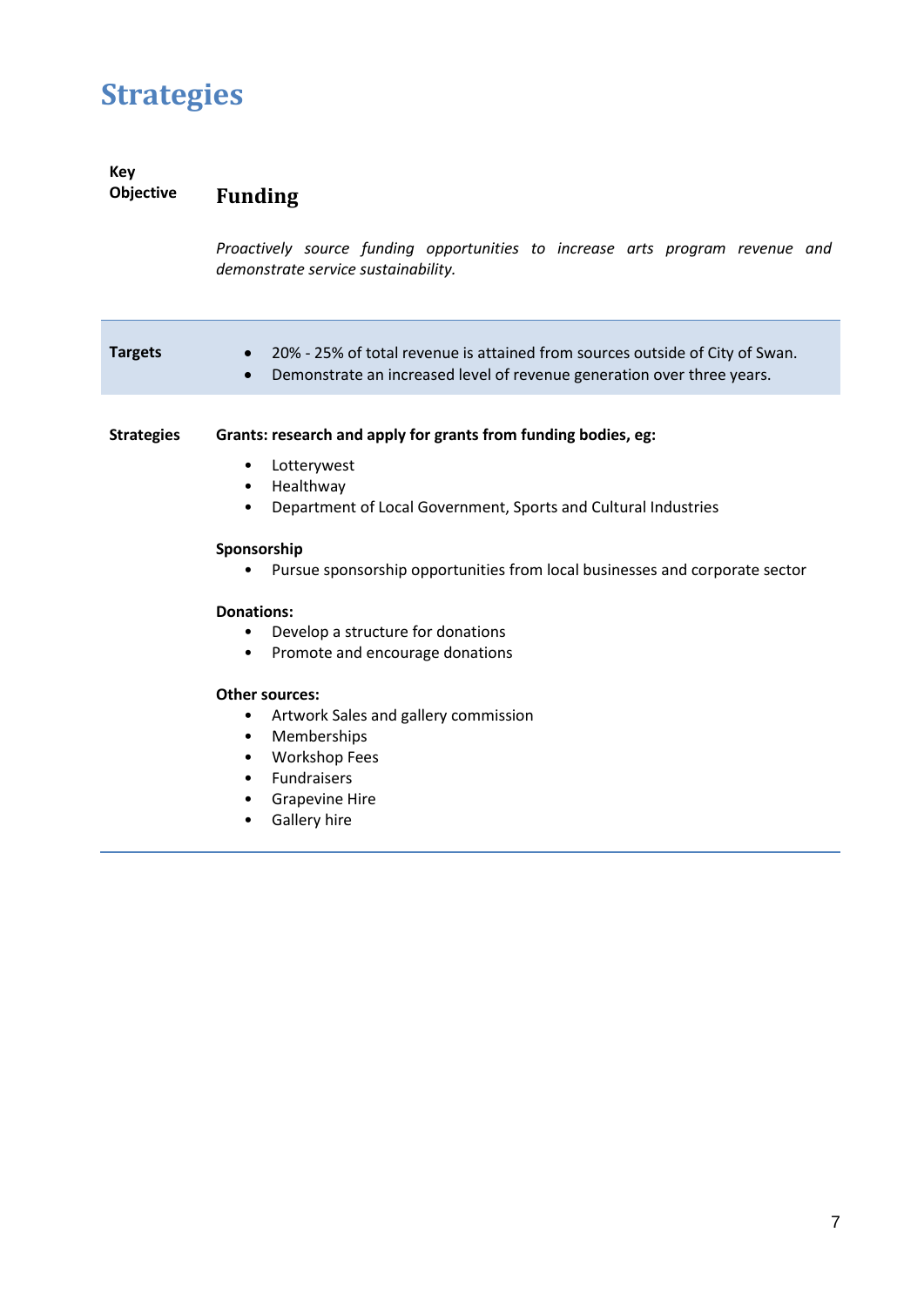# Strategies

**Key Objective**

## Funding

*Proactively source funding opportunities to increase arts program revenue and demonstrate service sustainability.*

**Targets**

- 20% - 25% of total revenue is attained from sources outside of City of Swan.
- Demonstrate an increased level of revenue generation over three years.

**Strategies**

**Grants: research and apply for grants from funding bodies, eg:**

- Lotterywest
- Healthway
- Department of Local Government, Sports and Cultural Industries

**Sponsorship**

- Pursue sponsorship opportunities from local businesses and corporate sector

**Donations:**

- Develop a structure for donations
- Promote and encourage donations

**Other sources:**

- Artwork Sales and gallery commission
- Memberships
- Workshop Fees
- Fundraisers
- Grapevine Hire
- Gallery hire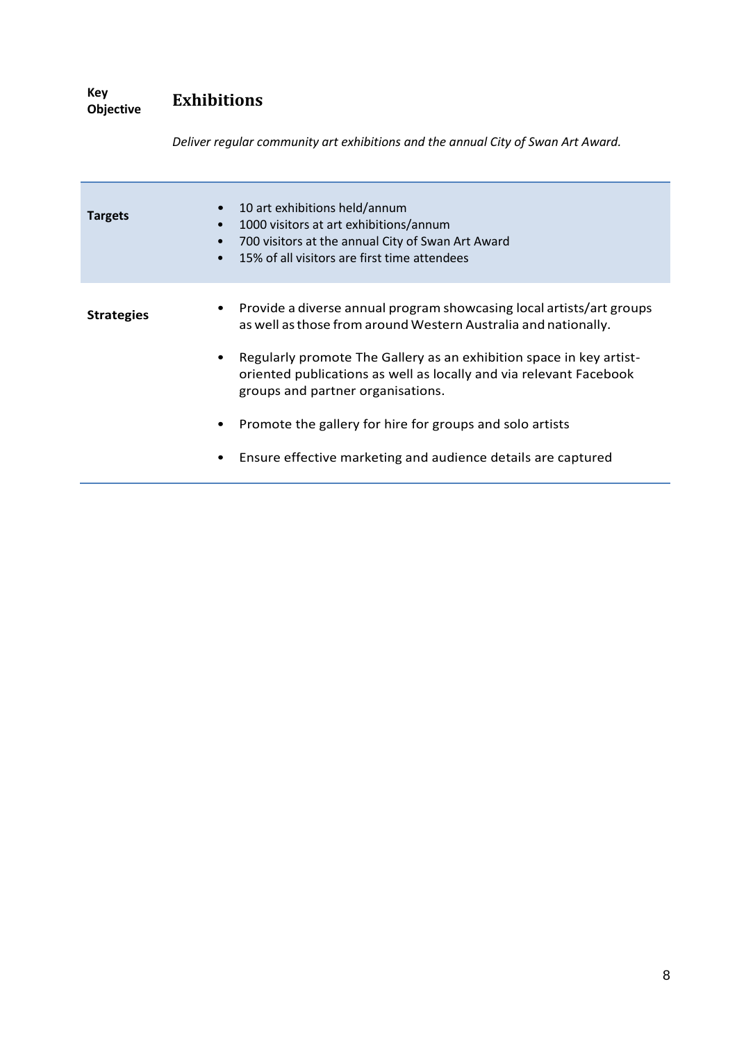**Key Objective**

## Exhibitions

*Deliver regular community art exhibitions and the annual City of Swan Art Award.*

| | |
|---|---|
| **Targets** | • 10 art exhibitions held/annum<br>• 1000 visitors at art exhibitions/annum<br>• 700 visitors at the annual City of Swan Art Award<br>• 15% of all visitors are first time attendees |
| **Strategies** | • Provide a diverse annual program showcasing local artists/art groups as well as those from around Western Australia and nationally.<br>• Regularly promote The Gallery as an exhibition space in key artist-oriented publications as well as locally and via relevant Facebook groups and partner organisations.<br>• Promote the gallery for hire for groups and solo artists<br>• Ensure effective marketing and audience details are captured |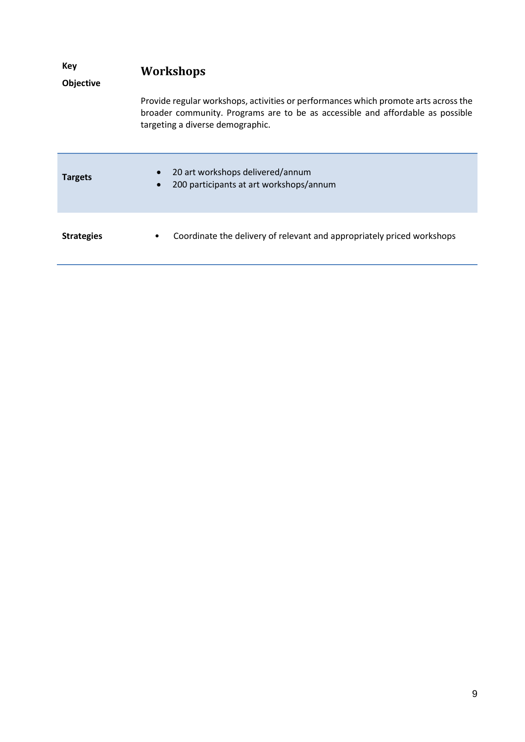| **Key Objective** | **Workshops**<br><br>Provide regular workshops, activities or performances which promote arts across the broader community. Programs are to be as accessible and affordable as possible targeting a diverse demographic. |
|---|---|
| **Targets** | • 20 art workshops delivered/annum<br>• 200 participants at art workshops/annum |
| **Strategies** | • Coordinate the delivery of relevant and appropriately priced workshops |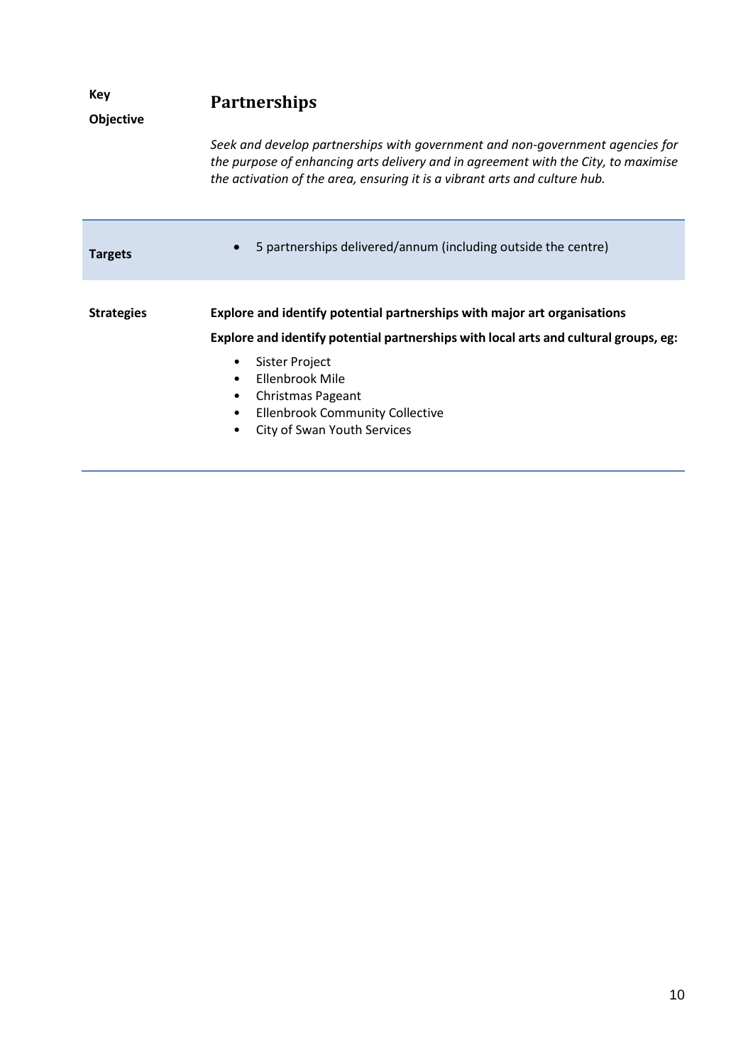| Key Objective | **Partnerships** |
|---|---|
| | *Seek and develop partnerships with government and non-government agencies for the purpose of enhancing arts delivery and in agreement with the City, to maximise the activation of the area, ensuring it is a vibrant arts and culture hub.* |
| **Targets** | • 5 partnerships delivered/annum (including outside the centre) |
| **Strategies** | **Explore and identify potential partnerships with major art organisations**<br><br>**Explore and identify potential partnerships with local arts and cultural groups, eg:**<br>• Sister Project<br>• Ellenbrook Mile<br>• Christmas Pageant<br>• Ellenbrook Community Collective<br>• City of Swan Youth Services |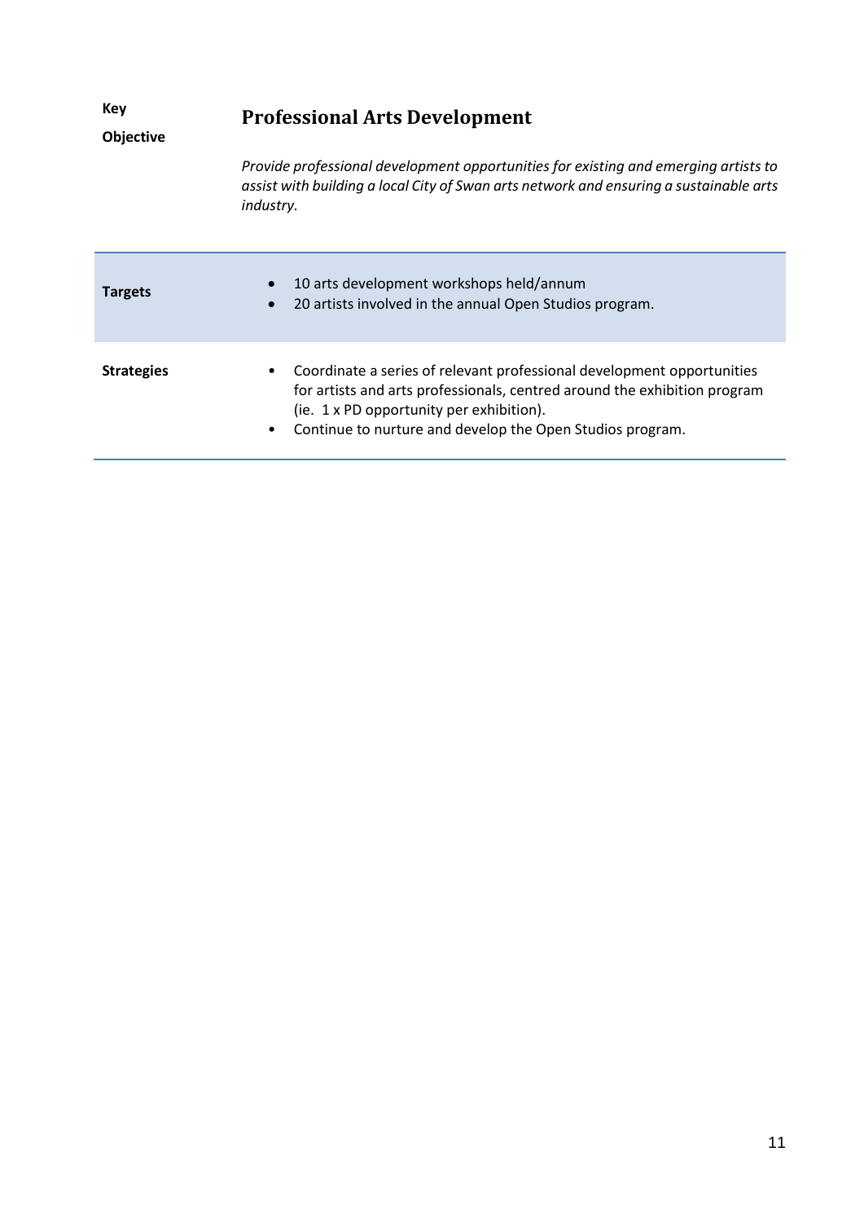| Key Objective | **Professional Arts Development**<br><br>*Provide professional development opportunities for existing and emerging artists to assist with building a local City of Swan arts network and ensuring a sustainable arts industry.* |
|---|---|
| **Targets** | • 10 arts development workshops held/annum<br>• 20 artists involved in the annual Open Studios program. |
| **Strategies** | • Coordinate a series of relevant professional development opportunities for artists and arts professionals, centred around the exhibition program (ie. 1 x PD opportunity per exhibition).<br>• Continue to nurture and develop the Open Studios program. |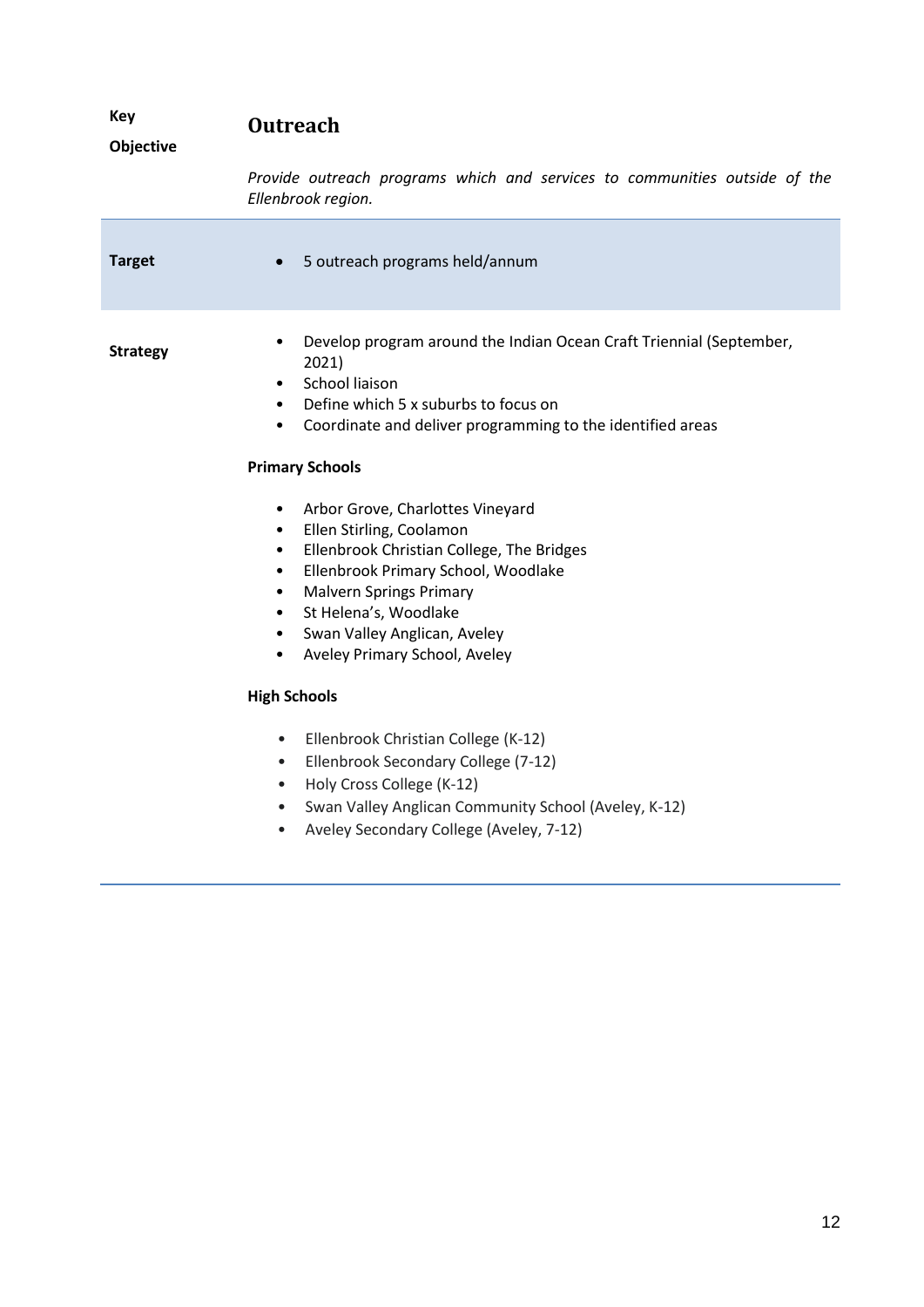| | |
|---|---|
| **Key Objective** | **Outreach**<br><br>*Provide outreach programs which and services to communities outside of the Ellenbrook region.* |
| **Target** | • 5 outreach programs held/annum |
| **Strategy** | • Develop program around the Indian Ocean Craft Triennial (September, 2021)<br>• School liaison<br>• Define which 5 x suburbs to focus on<br>• Coordinate and deliver programming to the identified areas<br><br>**Primary Schools**<br><br>• Arbor Grove, Charlottes Vineyard<br>• Ellen Stirling, Coolamon<br>• Ellenbrook Christian College, The Bridges<br>• Ellenbrook Primary School, Woodlake<br>• Malvern Springs Primary<br>• St Helena's, Woodlake<br>• Swan Valley Anglican, Aveley<br>• Aveley Primary School, Aveley<br><br>**High Schools**<br><br>• Ellenbrook Christian College (K-12)<br>• Ellenbrook Secondary College (7-12)<br>• Holy Cross College (K-12)<br>• Swan Valley Anglican Community School (Aveley, K-12)<br>• Aveley Secondary College (Aveley, 7-12) |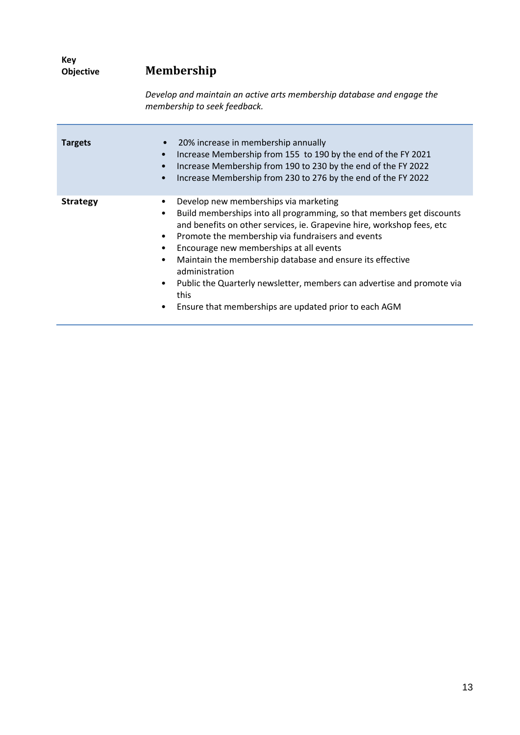**Key Objective**

## Membership

*Develop and maintain an active arts membership database and engage the membership to seek feedback.*

| | |
|---|---|
| **Targets** | • 20% increase in membership annually<br>• Increase Membership from 155 to 190 by the end of the FY 2021<br>• Increase Membership from 190 to 230 by the end of the FY 2022<br>• Increase Membership from 230 to 276 by the end of the FY 2022 |
| **Strategy** | • Develop new memberships via marketing<br>• Build memberships into all programming, so that members get discounts and benefits on other services, ie. Grapevine hire, workshop fees, etc<br>• Promote the membership via fundraisers and events<br>• Encourage new memberships at all events<br>• Maintain the membership database and ensure its effective administration<br>• Public the Quarterly newsletter, members can advertise and promote via this<br>• Ensure that memberships are updated prior to each AGM |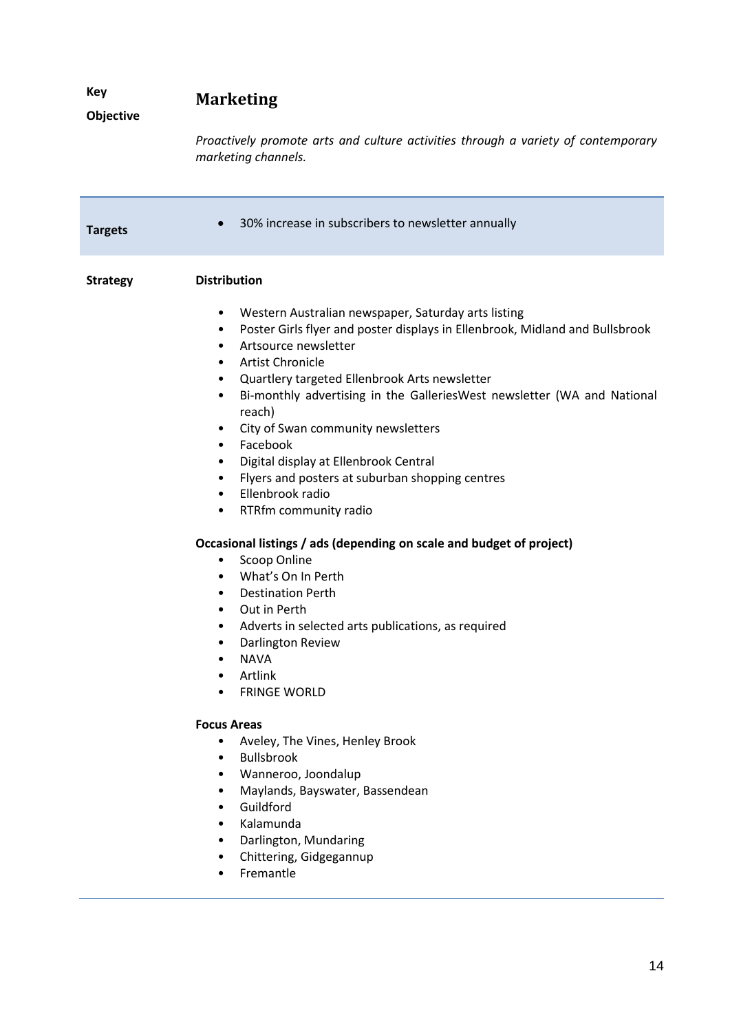**Key Objective**

## Marketing

*Proactively promote arts and culture activities through a variety of contemporary marketing channels.*

**Targets**

- 30% increase in subscribers to newsletter annually

**Strategy**

**Distribution**

- Western Australian newspaper, Saturday arts listing
- Poster Girls flyer and poster displays in Ellenbrook, Midland and Bullsbrook
- Artsource newsletter
- Artist Chronicle
- Quartlery targeted Ellenbrook Arts newsletter
- Bi-monthly advertising in the GalleriesWest newsletter (WA and National reach)
- City of Swan community newsletters
- Facebook
- Digital display at Ellenbrook Central
- Flyers and posters at suburban shopping centres
- Ellenbrook radio
- RTRfm community radio

**Occasional listings / ads (depending on scale and budget of project)**

- Scoop Online
- What's On In Perth
- Destination Perth
- Out in Perth
- Adverts in selected arts publications, as required
- Darlington Review
- NAVA
- Artlink
- FRINGE WORLD

**Focus Areas**

- Aveley, The Vines, Henley Brook
- Bullsbrook
- Wanneroo, Joondalup
- Maylands, Bayswater, Bassendean
- Guildford
- Kalamunda
- Darlington, Mundaring
- Chittering, Gidgegannup
- Fremantle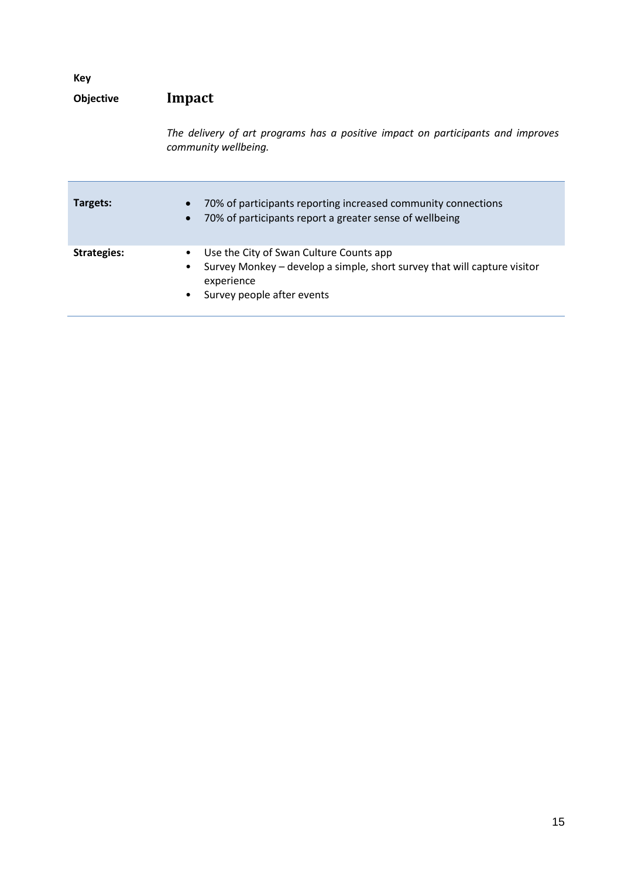**Key Objective**

## Impact

*The delivery of art programs has a positive impact on participants and improves community wellbeing.*

| | |
|---|---|
| **Targets:** | • 70% of participants reporting increased community connections<br>• 70% of participants report a greater sense of wellbeing |
| **Strategies:** | • Use the City of Swan Culture Counts app<br>• Survey Monkey – develop a simple, short survey that will capture visitor experience<br>• Survey people after events |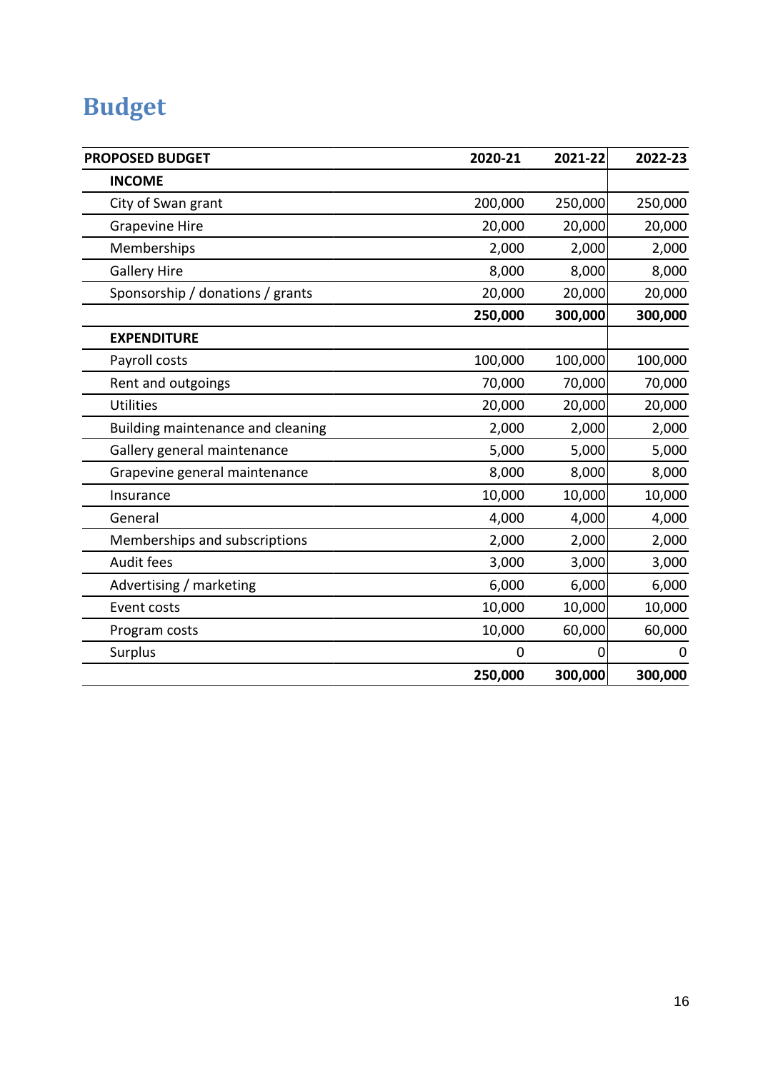# Budget

| PROPOSED BUDGET | 2020-21 | 2021-22 | 2022-23 |
|---|---|---|---|
| **INCOME** | | | |
| City of Swan grant | 200,000 | 250,000 | 250,000 |
| Grapevine Hire | 20,000 | 20,000 | 20,000 |
| Memberships | 2,000 | 2,000 | 2,000 |
| Gallery Hire | 8,000 | 8,000 | 8,000 |
| Sponsorship / donations / grants | 20,000 | 20,000 | 20,000 |
| | **250,000** | **300,000** | **300,000** |
| **EXPENDITURE** | | | |
| Payroll costs | 100,000 | 100,000 | 100,000 |
| Rent and outgoings | 70,000 | 70,000 | 70,000 |
| Utilities | 20,000 | 20,000 | 20,000 |
| Building maintenance and cleaning | 2,000 | 2,000 | 2,000 |
| Gallery general maintenance | 5,000 | 5,000 | 5,000 |
| Grapevine general maintenance | 8,000 | 8,000 | 8,000 |
| Insurance | 10,000 | 10,000 | 10,000 |
| General | 4,000 | 4,000 | 4,000 |
| Memberships and subscriptions | 2,000 | 2,000 | 2,000 |
| Audit fees | 3,000 | 3,000 | 3,000 |
| Advertising / marketing | 6,000 | 6,000 | 6,000 |
| Event costs | 10,000 | 10,000 | 10,000 |
| Program costs | 10,000 | 60,000 | 60,000 |
| Surplus | 0 | 0 | 0 |
| | **250,000** | **300,000** | **300,000** |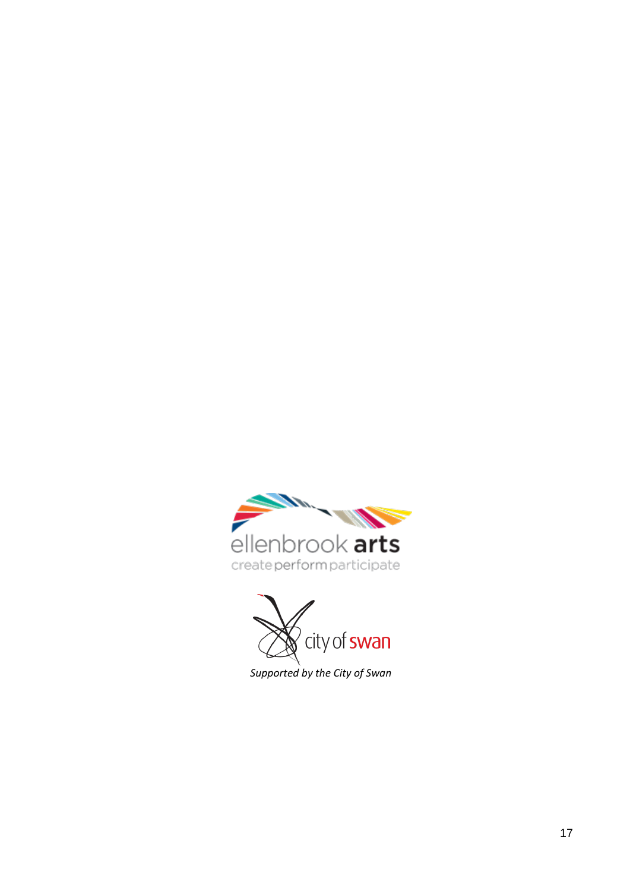ellenbrook arts

create perform participate

city of swan

*Supported by the City of Swan*